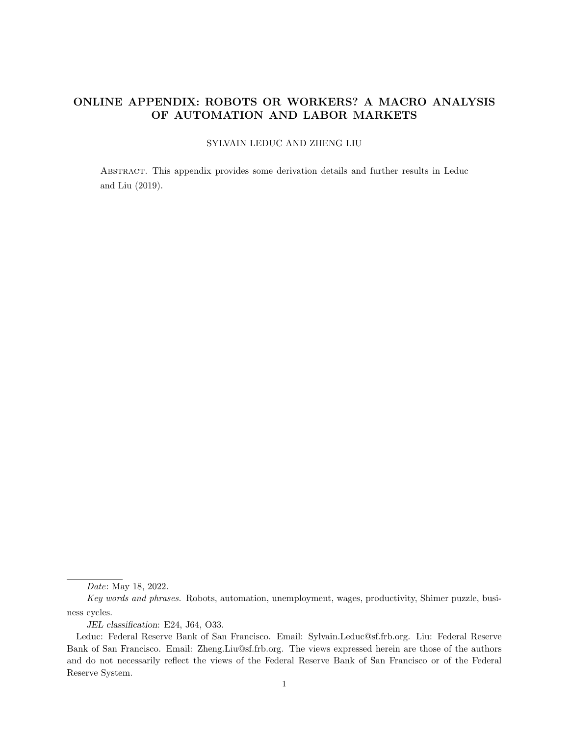# ONLINE APPENDIX: ROBOTS OR WORKERS? A MACRO ANALYSIS OF AUTOMATION AND LABOR MARKETS

SYLVAIN LEDUC AND ZHENG LIU

ABSTRACT. This appendix provides some derivation details and further results in Leduc and Liu (2019).

---

*Date*: May 18, 2022.

*Key words and phrases.* Robots, automation, unemployment, wages, productivity, Shimer puzzle, business cycles.

*JEL classification*: E24, J64, O33.

Leduc: Federal Reserve Bank of San Francisco. Email: Sylvain.Leduc@sf.frb.org. Liu: Federal Reserve Bank of San Francisco. Email: Zheng.Liu@sf.frb.org. The views expressed herein are those of the authors and do not necessarily reflect the views of the Federal Reserve Bank of San Francisco or of the Federal Reserve System.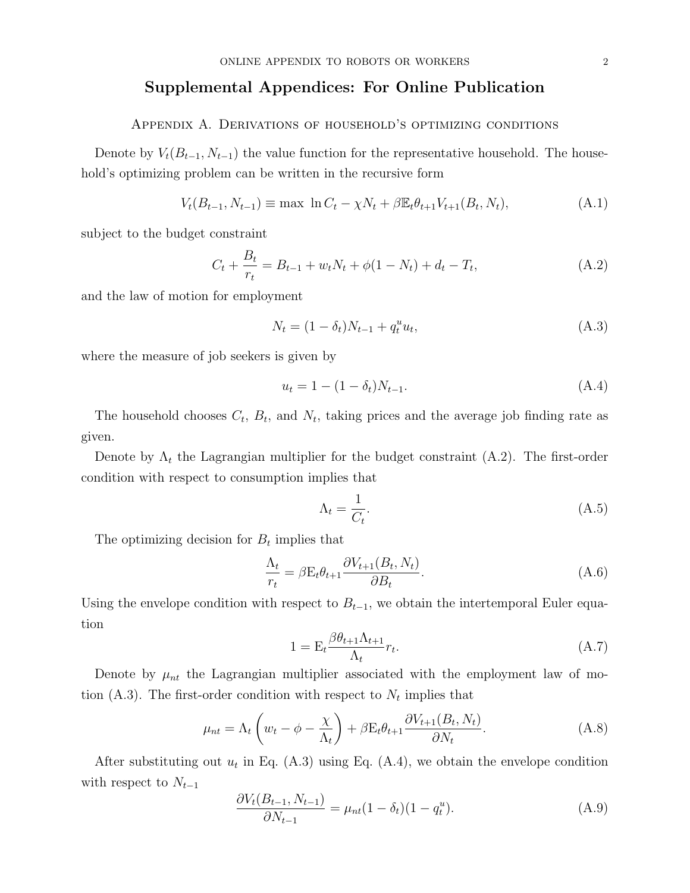# Supplemental Appendices: For Online Publication

## Appendix A. Derivations of household's optimizing conditions

Denote by $V_t(B_{t-1}, N_{t-1})$ the value function for the representative household. The household's optimizing problem can be written in the recursive form

$$V_t(B_{t-1}, N_{t-1}) \equiv \max \ \ln C_t - \chi N_t + \beta \mathbb{E}_t \theta_{t+1} V_{t+1}(B_t, N_t), \tag{A.1}$$

subject to the budget constraint

$$C_t + \frac{B_t}{r_t} = B_{t-1} + w_t N_t + \phi(1 - N_t) + d_t - T_t, \tag{A.2}$$

and the law of motion for employment

$$N_t = (1 - \delta_t) N_{t-1} + q_t^u u_t, \tag{A.3}$$

where the measure of job seekers is given by

$$u_t = 1 - (1 - \delta_t) N_{t-1}. \tag{A.4}$$

The household chooses $C_t$, $B_t$, and $N_t$, taking prices and the average job finding rate as given.

Denote by $\Lambda_t$ the Lagrangian multiplier for the budget constraint (A.2). The first-order condition with respect to consumption implies that

$$\Lambda_t = \frac{1}{C_t}. \tag{A.5}$$

The optimizing decision for $B_t$ implies that

$$\frac{\Lambda_t}{r_t} = \beta \mathrm{E}_t \theta_{t+1} \frac{\partial V_{t+1}(B_t, N_t)}{\partial B_t}. \tag{A.6}$$

Using the envelope condition with respect to $B_{t-1}$, we obtain the intertemporal Euler equation

$$1 = \mathrm{E}_t \frac{\beta \theta_{t+1} \Lambda_{t+1}}{\Lambda_t} r_t. \tag{A.7}$$

Denote by $\mu_{nt}$ the Lagrangian multiplier associated with the employment law of motion (A.3). The first-order condition with respect to $N_t$ implies that

$$\mu_{nt} = \Lambda_t \left( w_t - \phi - \frac{\chi}{\Lambda_t} \right) + \beta \mathrm{E}_t \theta_{t+1} \frac{\partial V_{t+1}(B_t, N_t)}{\partial N_t}. \tag{A.8}$$

After substituting out $u_t$ in Eq. (A.3) using Eq. (A.4), we obtain the envelope condition with respect to $N_{t-1}$

$$\frac{\partial V_t(B_{t-1}, N_{t-1})}{\partial N_{t-1}} = \mu_{nt}(1 - \delta_t)(1 - q_t^u). \tag{A.9}$$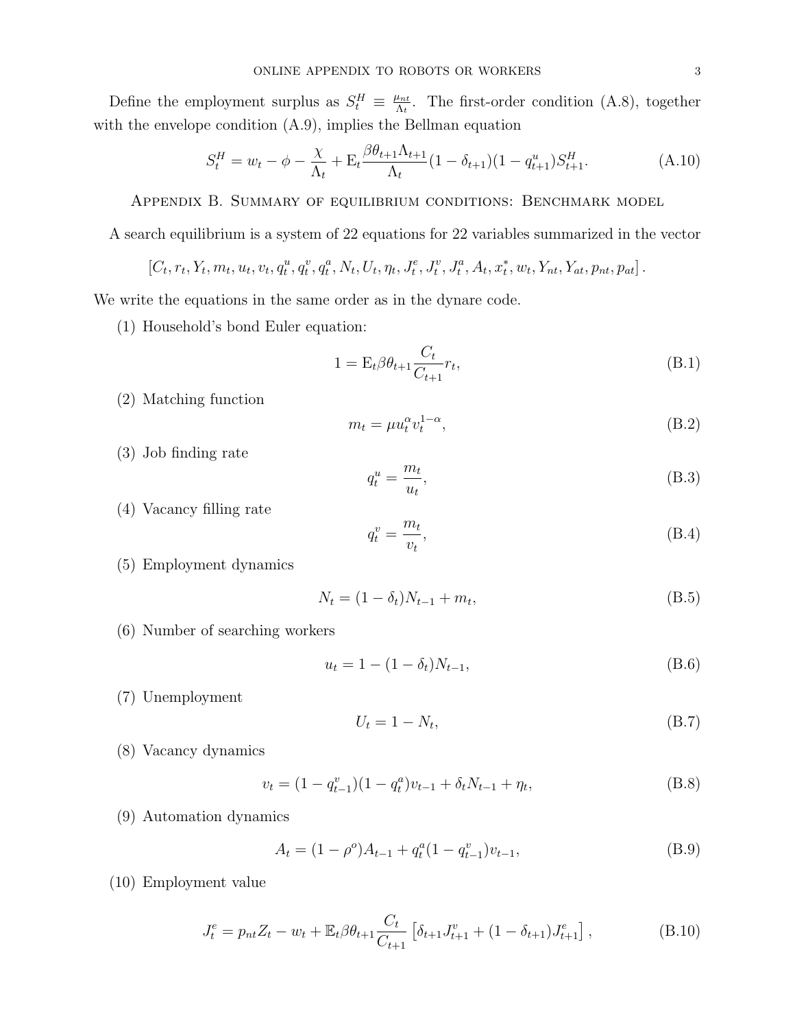Define the employment surplus as $S_t^H \equiv \frac{\mu_{nt}}{\Lambda_t}$. The first-order condition (A.8), together with the envelope condition (A.9), implies the Bellman equation

$$S_t^H = w_t - \phi - \frac{\chi}{\Lambda_t} + \mathrm{E}_t \frac{\beta\theta_{t+1}\Lambda_{t+1}}{\Lambda_t}(1-\delta_{t+1})(1-q_{t+1}^u)S_{t+1}^H. \tag{A.10}$$

## Appendix B. Summary of equilibrium conditions: Benchmark model

A search equilibrium is a system of 22 equations for 22 variables summarized in the vector

$$\left[C_t, r_t, Y_t, m_t, u_t, v_t, q_t^u, q_t^v, q_t^a, N_t, U_t, \eta_t, J_t^e, J_t^v, J_t^a, A_t, x_t^*, w_t, Y_{nt}, Y_{at}, p_{nt}, p_{at}\right].$$

We write the equations in the same order as in the dynare code.

(1) Household's bond Euler equation:

$$1 = \mathrm{E}_t \beta\theta_{t+1}\frac{C_t}{C_{t+1}}r_t, \tag{B.1}$$

(2) Matching function

$$m_t = \mu u_t^{\alpha} v_t^{1-\alpha}, \tag{B.2}$$

(3) Job finding rate

$$q_t^u = \frac{m_t}{u_t}, \tag{B.3}$$

(4) Vacancy filling rate

$$q_t^v = \frac{m_t}{v_t}, \tag{B.4}$$

(5) Employment dynamics

$$N_t = (1-\delta_t)N_{t-1} + m_t, \tag{B.5}$$

(6) Number of searching workers

$$u_t = 1 - (1-\delta_t)N_{t-1}, \tag{B.6}$$

(7) Unemployment

$$U_t = 1 - N_t, \tag{B.7}$$

(8) Vacancy dynamics

$$v_t = (1-q_{t-1}^v)(1-q_t^a)v_{t-1} + \delta_t N_{t-1} + \eta_t, \tag{B.8}$$

(9) Automation dynamics

$$A_t = (1-\rho^o)A_{t-1} + q_t^a(1-q_{t-1}^v)v_{t-1}, \tag{B.9}$$

(10) Employment value

$$J_t^e = p_{nt}Z_t - w_t + \mathbb{E}_t\beta\theta_{t+1}\frac{C_t}{C_{t+1}}\left[\delta_{t+1}J_{t+1}^v + (1-\delta_{t+1})J_{t+1}^e\right], \tag{B.10}$$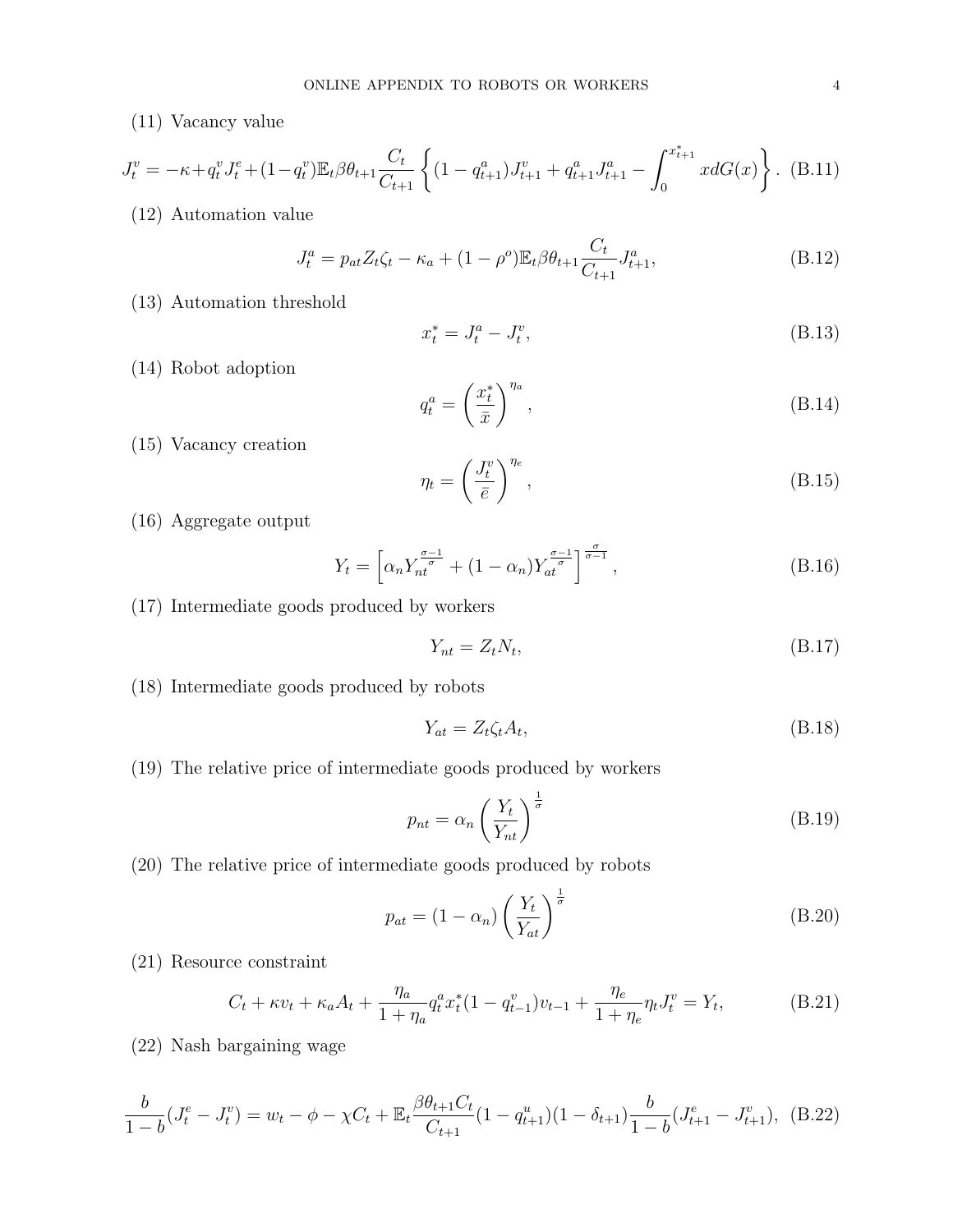(11) Vacancy value

$$J_t^v = -\kappa + q_t^v J_t^e + (1-q_t^v)\mathbb{E}_t \beta\theta_{t+1}\frac{C_t}{C_{t+1}}\left\{(1-q_{t+1}^a)J_{t+1}^v + q_{t+1}^a J_{t+1}^a - \int_0^{x_{t+1}^*} x dG(x)\right\}. \quad \text{(B.11)}$$

(12) Automation value

$$J_t^a = p_{at} Z_t \zeta_t - \kappa_a + (1-\rho^o)\mathbb{E}_t \beta\theta_{t+1}\frac{C_t}{C_{t+1}} J_{t+1}^a, \quad \text{(B.12)}$$

(13) Automation threshold

$$x_t^* = J_t^a - J_t^v, \quad \text{(B.13)}$$

(14) Robot adoption

$$q_t^a = \left(\frac{x_t^*}{\bar{x}}\right)^{\eta_a}, \quad \text{(B.14)}$$

(15) Vacancy creation

$$\eta_t = \left(\frac{J_t^v}{\bar{e}}\right)^{\eta_e}, \quad \text{(B.15)}$$

(16) Aggregate output

$$Y_t = \left[\alpha_n Y_{nt}^{\frac{\sigma-1}{\sigma}} + (1-\alpha_n) Y_{at}^{\frac{\sigma-1}{\sigma}}\right]^{\frac{\sigma}{\sigma-1}}, \quad \text{(B.16)}$$

(17) Intermediate goods produced by workers

$$Y_{nt} = Z_t N_t, \quad \text{(B.17)}$$

(18) Intermediate goods produced by robots

$$Y_{at} = Z_t \zeta_t A_t, \quad \text{(B.18)}$$

(19) The relative price of intermediate goods produced by workers

$$p_{nt} = \alpha_n \left(\frac{Y_t}{Y_{nt}}\right)^{\frac{1}{\sigma}} \quad \text{(B.19)}$$

(20) The relative price of intermediate goods produced by robots

$$p_{at} = (1-\alpha_n)\left(\frac{Y_t}{Y_{at}}\right)^{\frac{1}{\sigma}} \quad \text{(B.20)}$$

(21) Resource constraint

$$C_t + \kappa v_t + \kappa_a A_t + \frac{\eta_a}{1+\eta_a} q_t^a x_t^* (1-q_{t-1}^v) v_{t-1} + \frac{\eta_e}{1+\eta_e}\eta_t J_t^v = Y_t, \quad \text{(B.21)}$$

(22) Nash bargaining wage

$$\frac{b}{1-b}(J_t^e - J_t^v) = w_t - \phi - \chi C_t + \mathbb{E}_t \frac{\beta\theta_{t+1} C_t}{C_{t+1}}(1-q_{t+1}^u)(1-\delta_{t+1})\frac{b}{1-b}(J_{t+1}^e - J_{t+1}^v), \quad \text{(B.22)}$$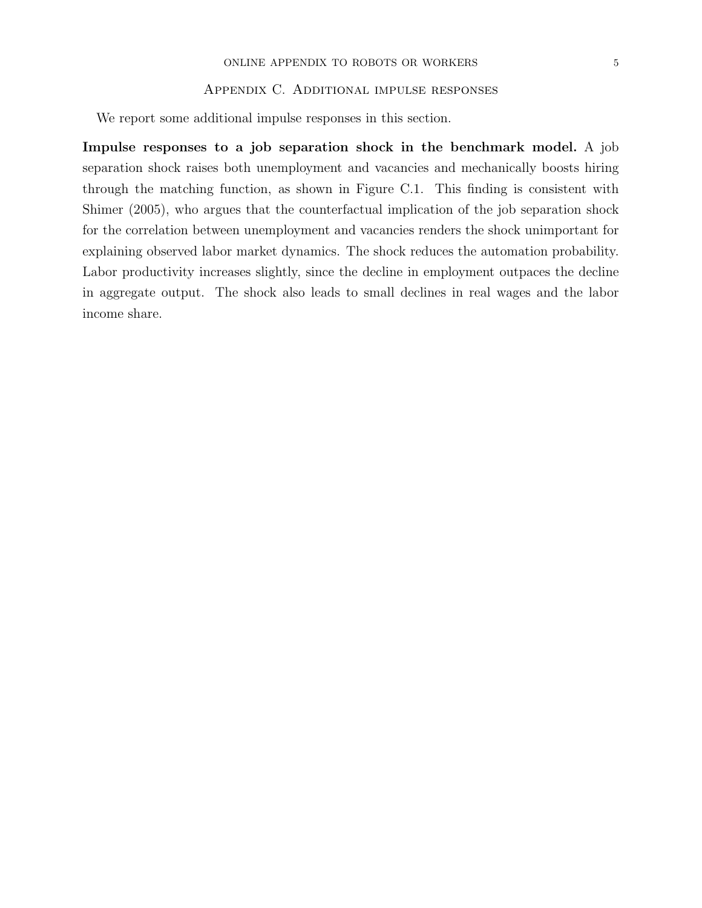## Appendix C. Additional impulse responses

We report some additional impulse responses in this section.

**Impulse responses to a job separation shock in the benchmark model.** A job separation shock raises both unemployment and vacancies and mechanically boosts hiring through the matching function, as shown in Figure C.1. This finding is consistent with Shimer (2005), who argues that the counterfactual implication of the job separation shock for the correlation between unemployment and vacancies renders the shock unimportant for explaining observed labor market dynamics. The shock reduces the automation probability. Labor productivity increases slightly, since the decline in employment outpaces the decline in aggregate output. The shock also leads to small declines in real wages and the labor income share.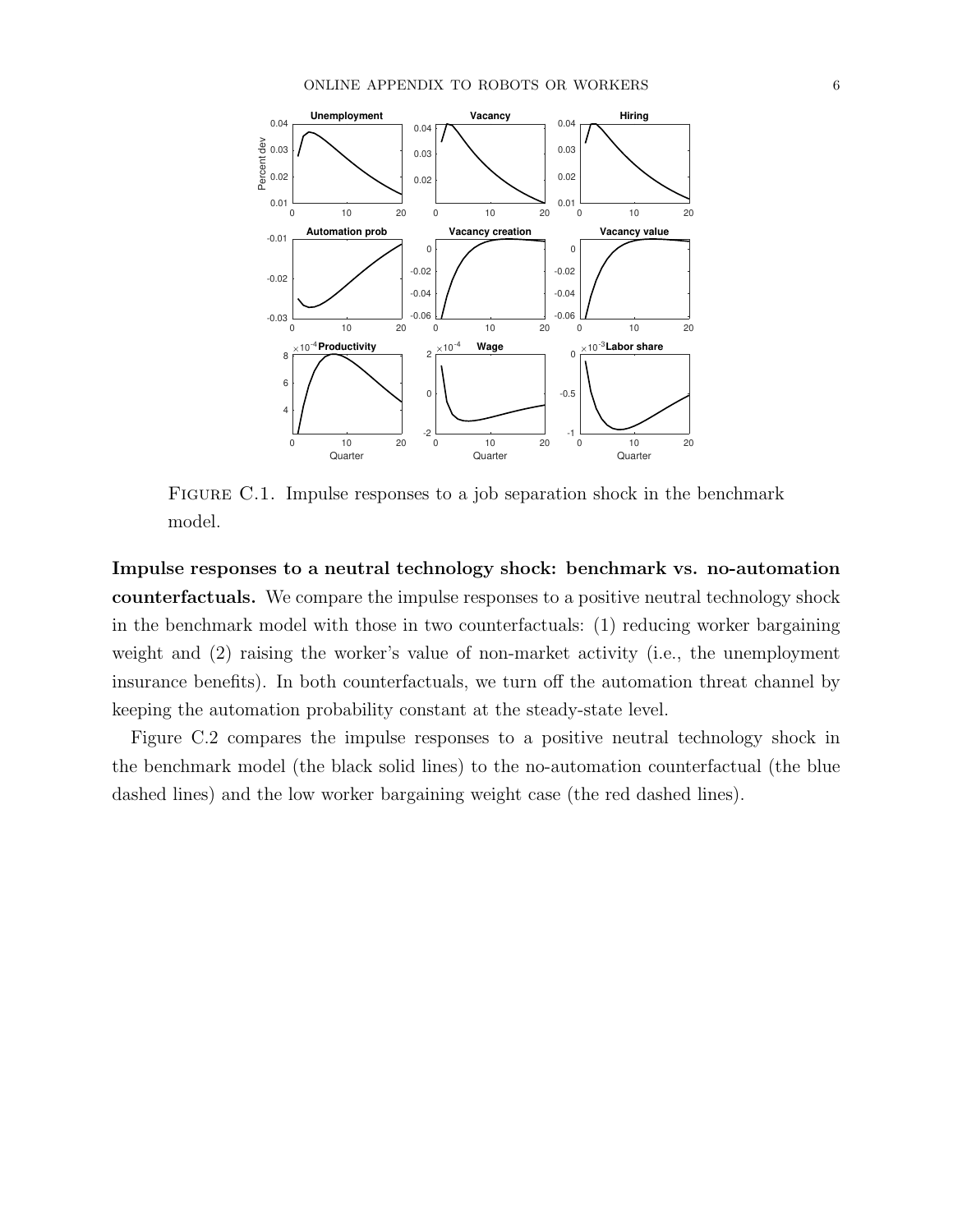Figure C.1. Impulse responses to a job separation shock in the benchmark model.

**Impulse responses to a neutral technology shock: benchmark vs. no-automation counterfactuals.** We compare the impulse responses to a positive neutral technology shock in the benchmark model with those in two counterfactuals: (1) reducing worker bargaining weight and (2) raising the worker's value of non-market activity (i.e., the unemployment insurance benefits). In both counterfactuals, we turn off the automation threat channel by keeping the automation probability constant at the steady-state level.

Figure C.2 compares the impulse responses to a positive neutral technology shock in the benchmark model (the black solid lines) to the no-automation counterfactual (the blue dashed lines) and the low worker bargaining weight case (the red dashed lines).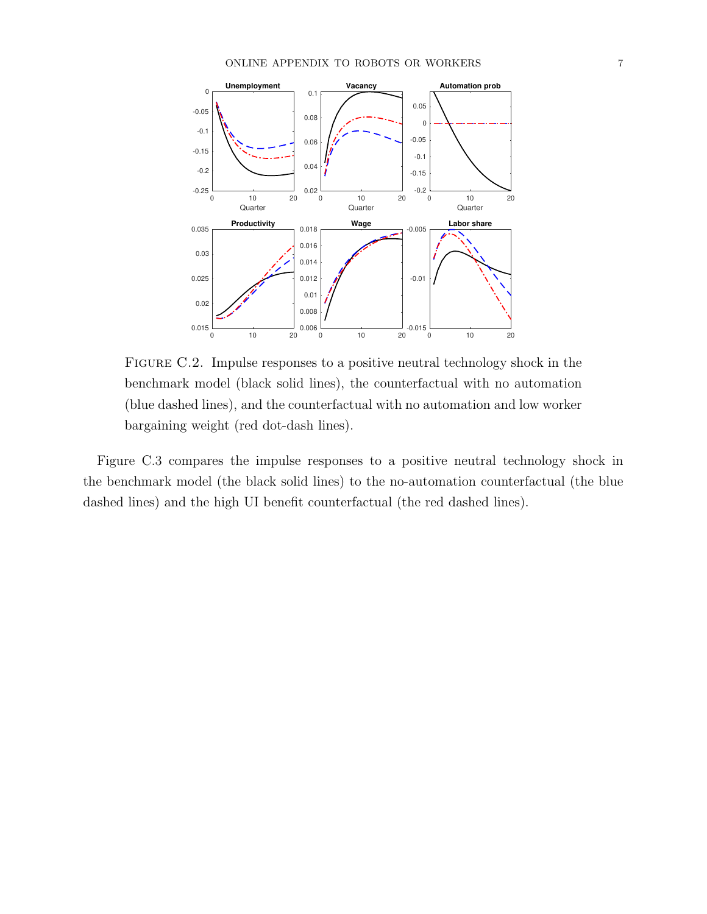Figure C.2. Impulse responses to a positive neutral technology shock in the benchmark model (black solid lines), the counterfactual with no automation (blue dashed lines), and the counterfactual with no automation and low worker bargaining weight (red dot-dash lines).

Figure C.3 compares the impulse responses to a positive neutral technology shock in the benchmark model (the black solid lines) to the no-automation counterfactual (the blue dashed lines) and the high UI benefit counterfactual (the red dashed lines).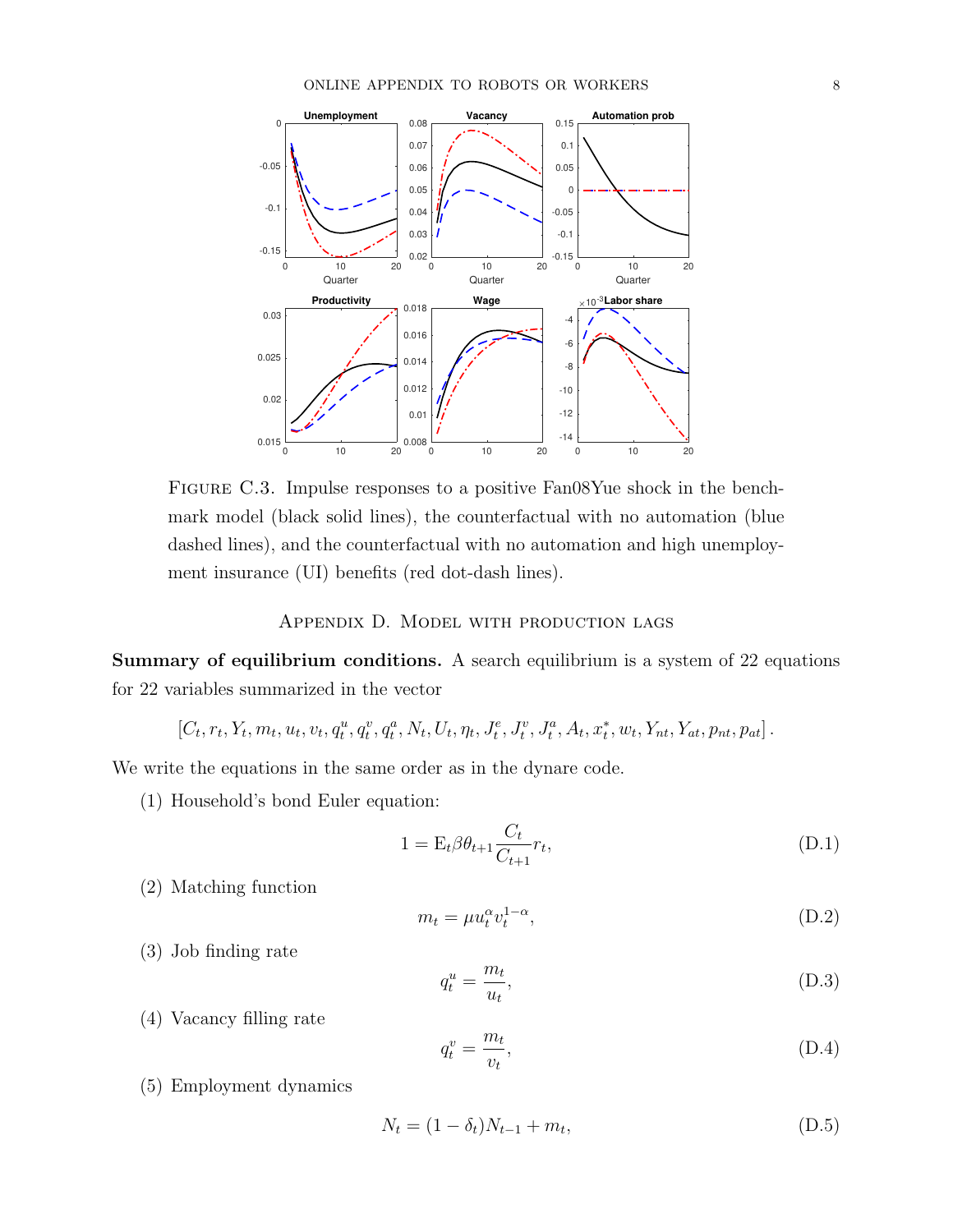Figure C.3. Impulse responses to a positive Fan08Yue shock in the benchmark model (black solid lines), the counterfactual with no automation (blue dashed lines), and the counterfactual with no automation and high unemployment insurance (UI) benefits (red dot-dash lines).

## Appendix D. Model with production lags

**Summary of equilibrium conditions.** A search equilibrium is a system of 22 equations for 22 variables summarized in the vector

$$[C_t, r_t, Y_t, m_t, u_t, v_t, q_t^u, q_t^v, q_t^a, N_t, U_t, \eta_t, J_t^e, J_t^v, J_t^a, A_t, x_t^*, w_t, Y_{nt}, Y_{at}, p_{nt}, p_{at}].$$

We write the equations in the same order as in the dynare code.

(1) Household's bond Euler equation:

$$1 = \mathrm{E}_t \beta \theta_{t+1} \frac{C_t}{C_{t+1}} r_t, \tag{D.1}$$

(2) Matching function

$$m_t = \mu u_t^{\alpha} v_t^{1-\alpha}, \tag{D.2}$$

(3) Job finding rate

$$q_t^u = \frac{m_t}{u_t}, \tag{D.3}$$

(4) Vacancy filling rate

$$q_t^v = \frac{m_t}{v_t}, \tag{D.4}$$

(5) Employment dynamics

$$N_t = (1 - \delta_t) N_{t-1} + m_t, \tag{D.5}$$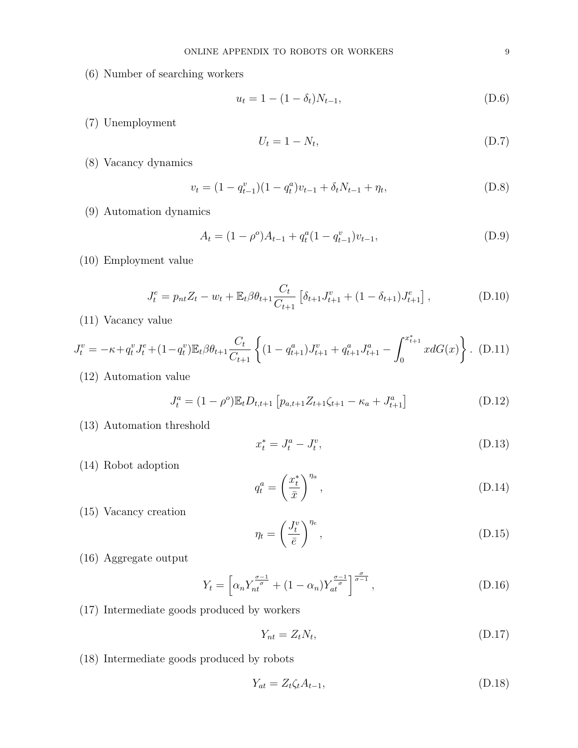(6) Number of searching workers

$$u_t = 1 - (1 - \delta_t)N_{t-1}, \tag{D.6}$$

(7) Unemployment

$$U_t = 1 - N_t, \tag{D.7}$$

(8) Vacancy dynamics

$$v_t = (1 - q_{t-1}^v)(1 - q_t^a)v_{t-1} + \delta_t N_{t-1} + \eta_t, \tag{D.8}$$

(9) Automation dynamics

$$A_t = (1 - \rho^o)A_{t-1} + q_t^a(1 - q_{t-1}^v)v_{t-1}, \tag{D.9}$$

(10) Employment value

$$J_t^e = p_{nt}Z_t - w_t + \mathbb{E}_t \beta \theta_{t+1} \frac{C_t}{C_{t+1}} \left[ \delta_{t+1} J_{t+1}^v + (1 - \delta_{t+1}) J_{t+1}^e \right], \tag{D.10}$$

(11) Vacancy value

$$J_t^v = -\kappa + q_t^v J_t^e + (1 - q_t^v) \mathbb{E}_t \beta \theta_{t+1} \frac{C_t}{C_{t+1}} \left\{ (1 - q_{t+1}^a) J_{t+1}^v + q_{t+1}^a J_{t+1}^a - \int_0^{x_{t+1}^*} x dG(x) \right\}. \tag{D.11}$$

(12) Automation value

$$J_t^a = (1 - \rho^o) \mathbb{E}_t D_{t,t+1} \left[ p_{a,t+1} Z_{t+1} \zeta_{t+1} - \kappa_a + J_{t+1}^a \right] \tag{D.12}$$

(13) Automation threshold

$$x_t^* = J_t^a - J_t^v, \tag{D.13}$$

(14) Robot adoption

$$q_t^a = \left( \frac{x_t^*}{\bar{x}} \right)^{\eta_a}, \tag{D.14}$$

(15) Vacancy creation

$$\eta_t = \left( \frac{J_t^v}{\bar{e}} \right)^{\eta_e}, \tag{D.15}$$

(16) Aggregate output

$$Y_t = \left[ \alpha_n Y_{nt}^{\frac{\sigma-1}{\sigma}} + (1 - \alpha_n) Y_{at}^{\frac{\sigma-1}{\sigma}} \right]^{\frac{\sigma}{\sigma-1}}, \tag{D.16}$$

(17) Intermediate goods produced by workers

$$Y_{nt} = Z_t N_t, \tag{D.17}$$

(18) Intermediate goods produced by robots

$$Y_{at} = Z_t \zeta_t A_{t-1}, \tag{D.18}$$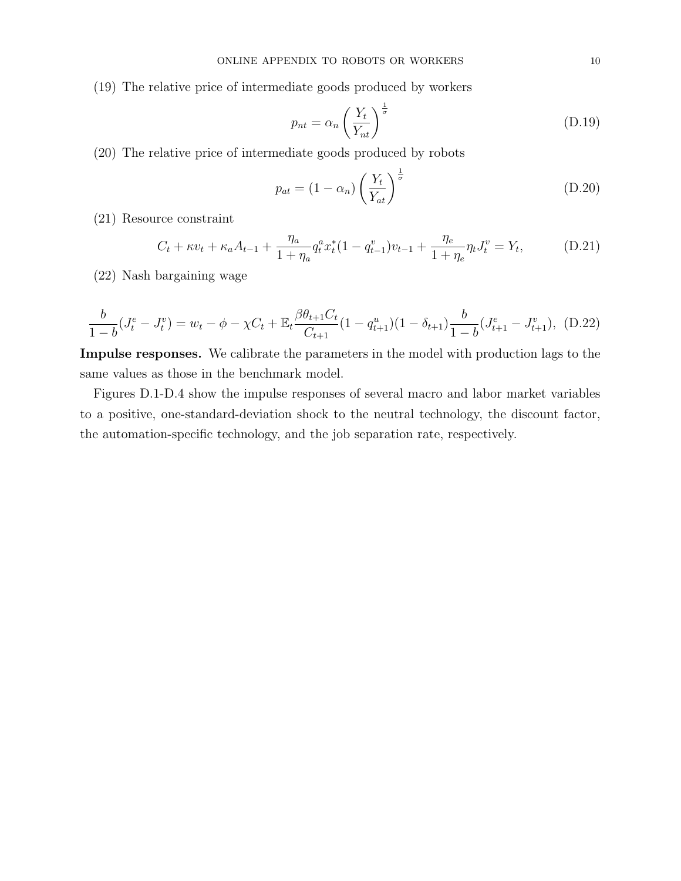(19) The relative price of intermediate goods produced by workers

$$p_{nt} = \alpha_n \left( \frac{Y_t}{Y_{nt}} \right)^{\frac{1}{\sigma}} \tag{D.19}$$

(20) The relative price of intermediate goods produced by robots

$$p_{at} = (1 - \alpha_n) \left( \frac{Y_t}{Y_{at}} \right)^{\frac{1}{\sigma}} \tag{D.20}$$

(21) Resource constraint

$$C_t + \kappa v_t + \kappa_a A_{t-1} + \frac{\eta_a}{1+\eta_a} q_t^a x_t^* (1 - q_{t-1}^v) v_{t-1} + \frac{\eta_e}{1+\eta_e} \eta_t J_t^v = Y_t, \tag{D.21}$$

(22) Nash bargaining wage

$$\frac{b}{1-b}(J_t^e - J_t^v) = w_t - \phi - \chi C_t + \mathbb{E}_t \frac{\beta \theta_{t+1} C_t}{C_{t+1}} (1 - q_{t+1}^u)(1 - \delta_{t+1}) \frac{b}{1-b}(J_{t+1}^e - J_{t+1}^v), \tag{D.22}$$

**Impulse responses.** We calibrate the parameters in the model with production lags to the same values as those in the benchmark model.

Figures D.1-D.4 show the impulse responses of several macro and labor market variables to a positive, one-standard-deviation shock to the neutral technology, the discount factor, the automation-specific technology, and the job separation rate, respectively.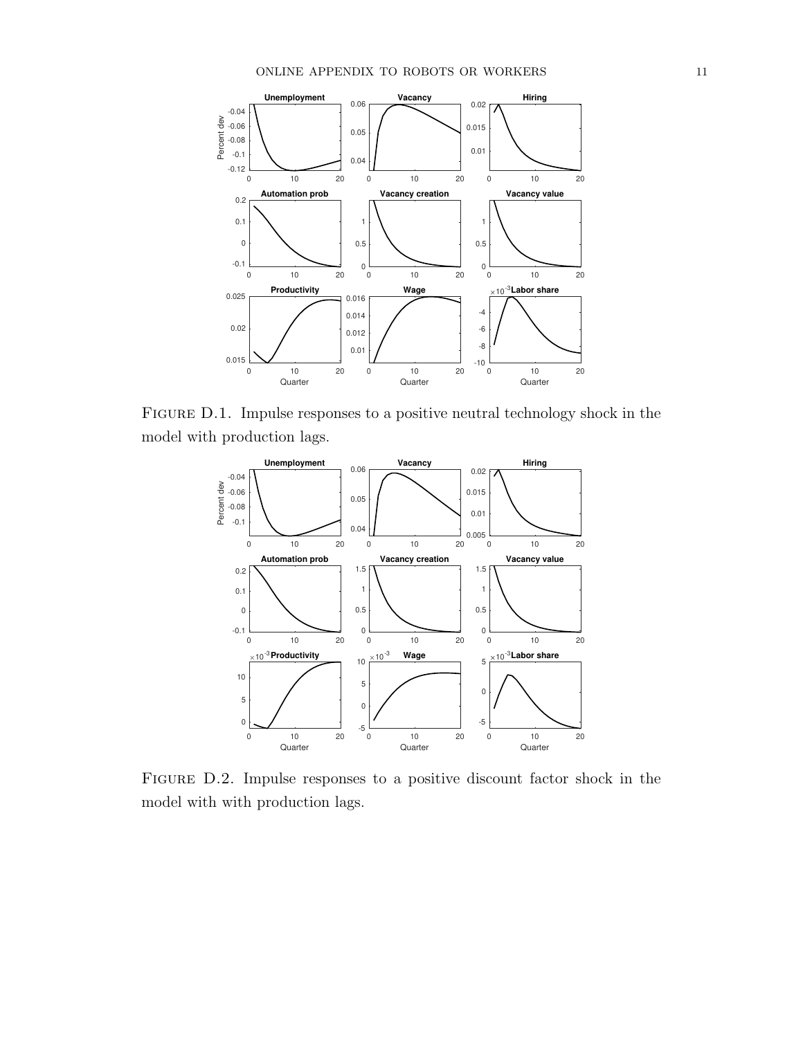Figure D.1. Impulse responses to a positive neutral technology shock in the model with production lags.

Figure D.2. Impulse responses to a positive discount factor shock in the model with with production lags.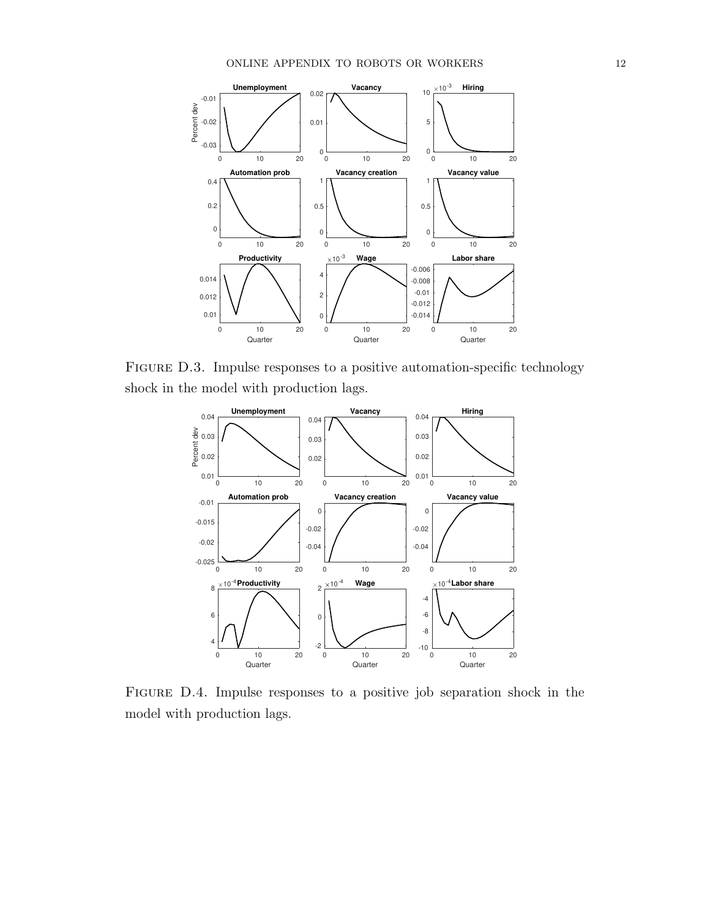Figure D.3. Impulse responses to a positive automation-specific technology shock in the model with production lags.

Figure D.4. Impulse responses to a positive job separation shock in the model with production lags.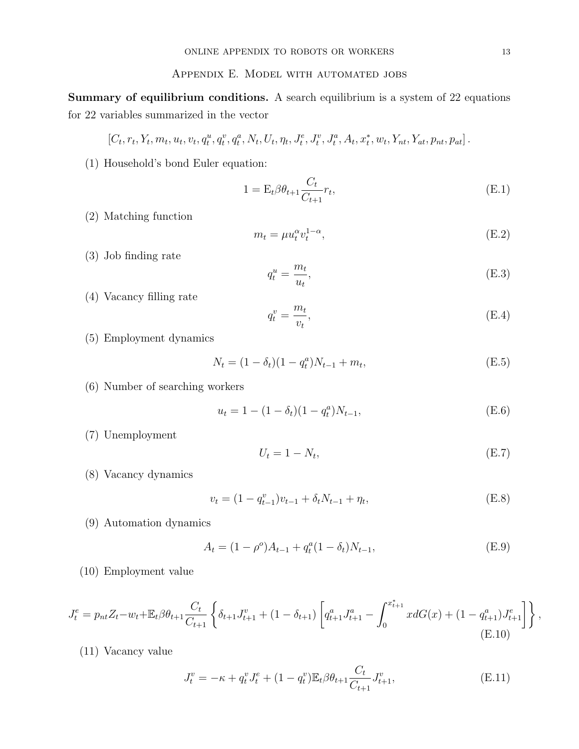## Appendix E. Model with automated jobs

**Summary of equilibrium conditions.** A search equilibrium is a system of 22 equations for 22 variables summarized in the vector

$$[C_t, r_t, Y_t, m_t, u_t, v_t, q_t^u, q_t^v, q_t^a, N_t, U_t, \eta_t, J_t^e, J_t^v, J_t^a, A_t, x_t^*, w_t, Y_{nt}, Y_{at}, p_{nt}, p_{at}].$$

(1) Household's bond Euler equation:

$$1 = \mathrm{E}_t \beta \theta_{t+1} \frac{C_t}{C_{t+1}} r_t, \tag{E.1}$$

(2) Matching function

$$m_t = \mu u_t^{\alpha} v_t^{1-\alpha}, \tag{E.2}$$

(3) Job finding rate

$$q_t^u = \frac{m_t}{u_t}, \tag{E.3}$$

(4) Vacancy filling rate

$$q_t^v = \frac{m_t}{v_t}, \tag{E.4}$$

(5) Employment dynamics

$$N_t = (1-\delta_t)(1-q_t^a)N_{t-1} + m_t, \tag{E.5}$$

(6) Number of searching workers

$$u_t = 1 - (1-\delta_t)(1-q_t^a)N_{t-1}, \tag{E.6}$$

(7) Unemployment

$$U_t = 1 - N_t, \tag{E.7}$$

(8) Vacancy dynamics

$$v_t = (1-q_{t-1}^v)v_{t-1} + \delta_t N_{t-1} + \eta_t, \tag{E.8}$$

(9) Automation dynamics

$$A_t = (1-\rho^o)A_{t-1} + q_t^a(1-\delta_t)N_{t-1}, \tag{E.9}$$

(10) Employment value

$$J_t^e = p_{nt} Z_t - w_t + \mathbb{E}_t \beta \theta_{t+1} \frac{C_t}{C_{t+1}} \left\{ \delta_{t+1} J_{t+1}^v + (1-\delta_{t+1}) \left[ q_{t+1}^a J_{t+1}^a - \int_0^{x_{t+1}^*} x dG(x) + (1-q_{t+1}^a) J_{t+1}^e \right] \right\}, \tag{E.10}$$

(11) Vacancy value

$$J_t^v = -\kappa + q_t^v J_t^e + (1-q_t^v) \mathbb{E}_t \beta \theta_{t+1} \frac{C_t}{C_{t+1}} J_{t+1}^v, \tag{E.11}$$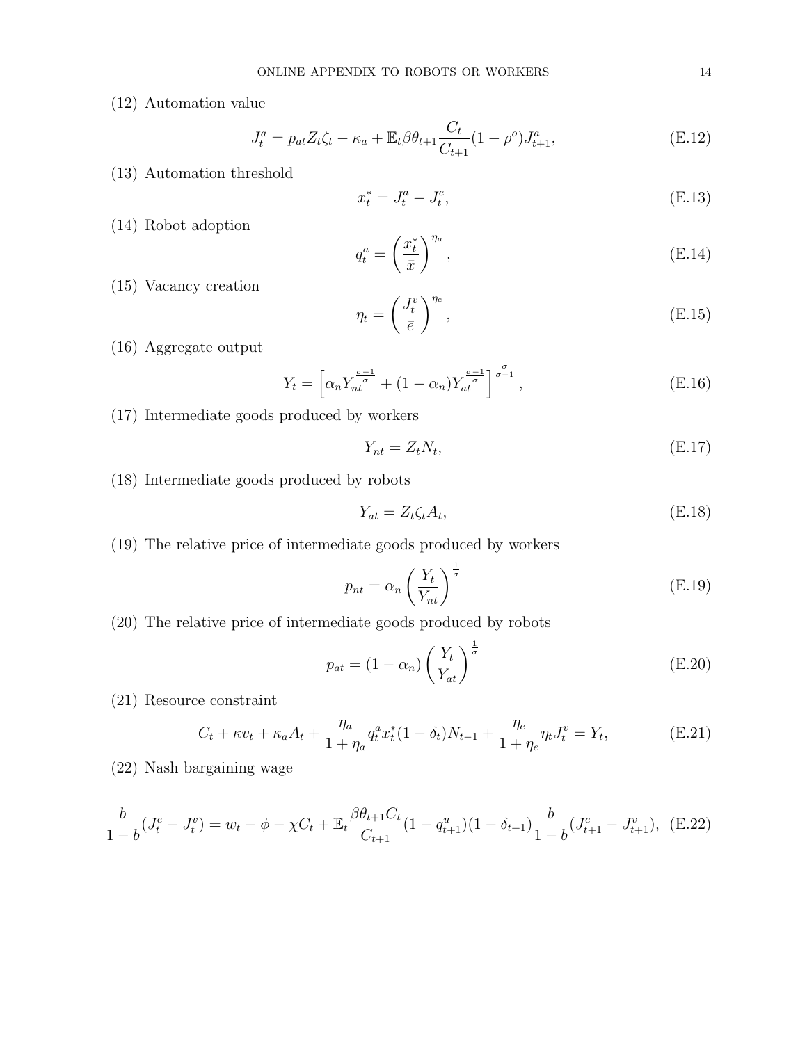(12) Automation value

$$J_t^a = p_{at} Z_t \zeta_t - \kappa_a + \mathbb{E}_t \beta \theta_{t+1} \frac{C_t}{C_{t+1}} (1 - \rho^o) J_{t+1}^a, \tag{E.12}$$

(13) Automation threshold

$$x_t^* = J_t^a - J_t^e, \tag{E.13}$$

(14) Robot adoption

$$q_t^a = \left( \frac{x_t^*}{\bar{x}} \right)^{\eta_a}, \tag{E.14}$$

(15) Vacancy creation

$$\eta_t = \left( \frac{J_t^v}{\bar{e}} \right)^{\eta_e}, \tag{E.15}$$

(16) Aggregate output

$$Y_t = \left[ \alpha_n Y_{nt}^{\frac{\sigma-1}{\sigma}} + (1 - \alpha_n) Y_{at}^{\frac{\sigma-1}{\sigma}} \right]^{\frac{\sigma}{\sigma-1}}, \tag{E.16}$$

(17) Intermediate goods produced by workers

$$Y_{nt} = Z_t N_t, \tag{E.17}$$

(18) Intermediate goods produced by robots

$$Y_{at} = Z_t \zeta_t A_t, \tag{E.18}$$

(19) The relative price of intermediate goods produced by workers

$$p_{nt} = \alpha_n \left( \frac{Y_t}{Y_{nt}} \right)^{\frac{1}{\sigma}} \tag{E.19}$$

(20) The relative price of intermediate goods produced by robots

$$p_{at} = (1 - \alpha_n) \left( \frac{Y_t}{Y_{at}} \right)^{\frac{1}{\sigma}} \tag{E.20}$$

(21) Resource constraint

$$C_t + \kappa v_t + \kappa_a A_t + \frac{\eta_a}{1 + \eta_a} q_t^a x_t^* (1 - \delta_t) N_{t-1} + \frac{\eta_e}{1 + \eta_e} \eta_t J_t^v = Y_t, \tag{E.21}$$

(22) Nash bargaining wage

$$\frac{b}{1-b}(J_t^e - J_t^v) = w_t - \phi - \chi C_t + \mathbb{E}_t \frac{\beta \theta_{t+1} C_t}{C_{t+1}} (1 - q_{t+1}^u)(1 - \delta_{t+1}) \frac{b}{1-b} (J_{t+1}^e - J_{t+1}^v), \tag{E.22}$$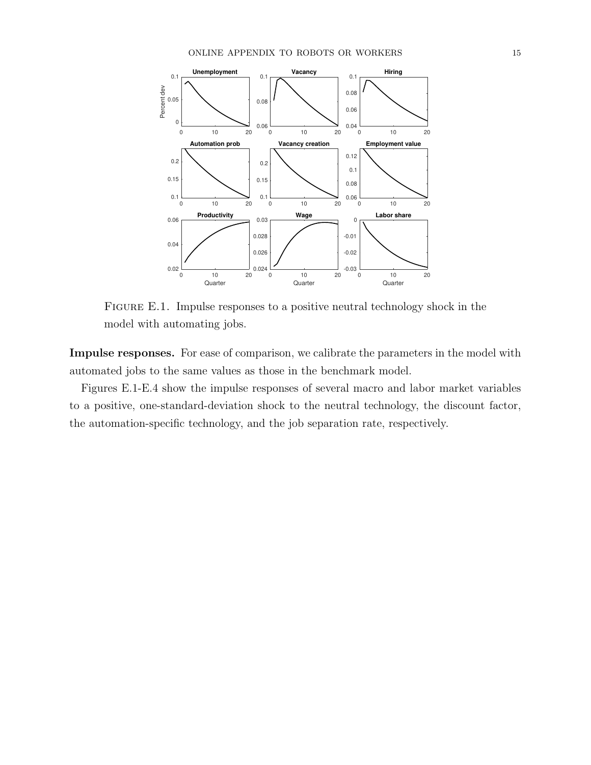Figure E.1. Impulse responses to a positive neutral technology shock in the model with automating jobs.

**Impulse responses.** For ease of comparison, we calibrate the parameters in the model with automated jobs to the same values as those in the benchmark model.

Figures E.1-E.4 show the impulse responses of several macro and labor market variables to a positive, one-standard-deviation shock to the neutral technology, the discount factor, the automation-specific technology, and the job separation rate, respectively.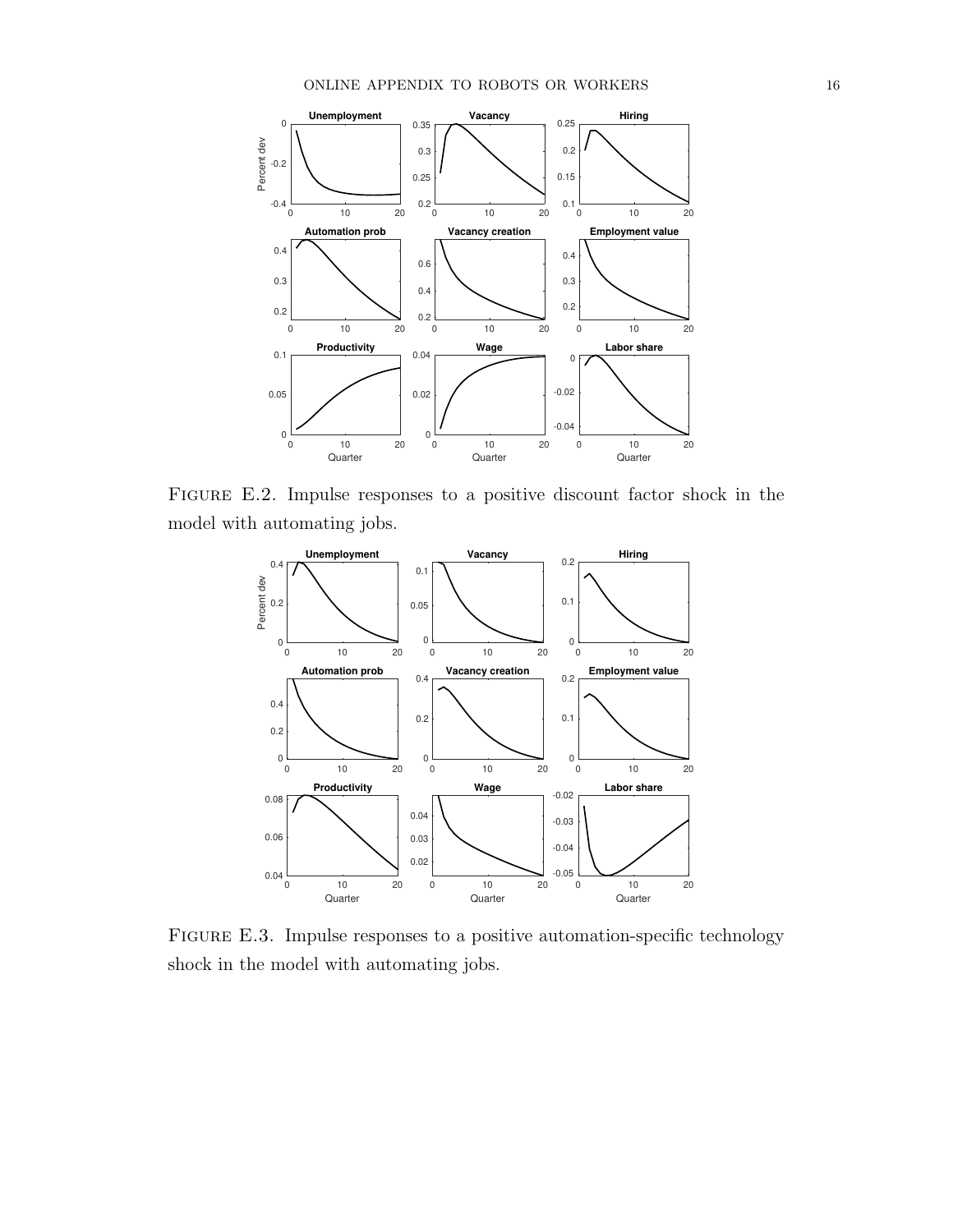FIGURE E.2. Impulse responses to a positive discount factor shock in the model with automating jobs.

FIGURE E.3. Impulse responses to a positive automation-specific technology shock in the model with automating jobs.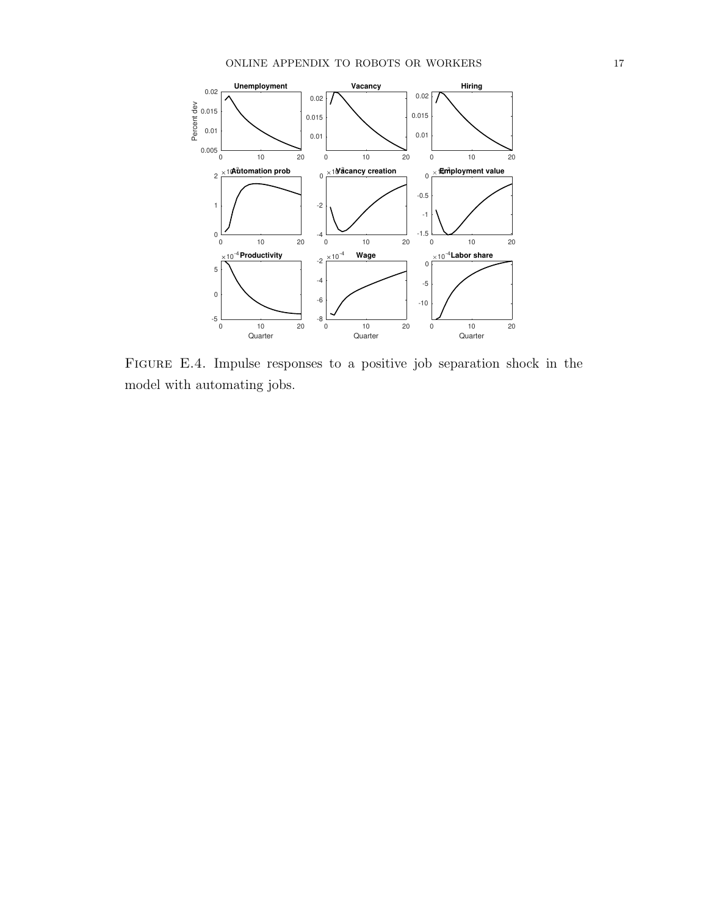Figure E.4. Impulse responses to a positive job separation shock in the model with automating jobs.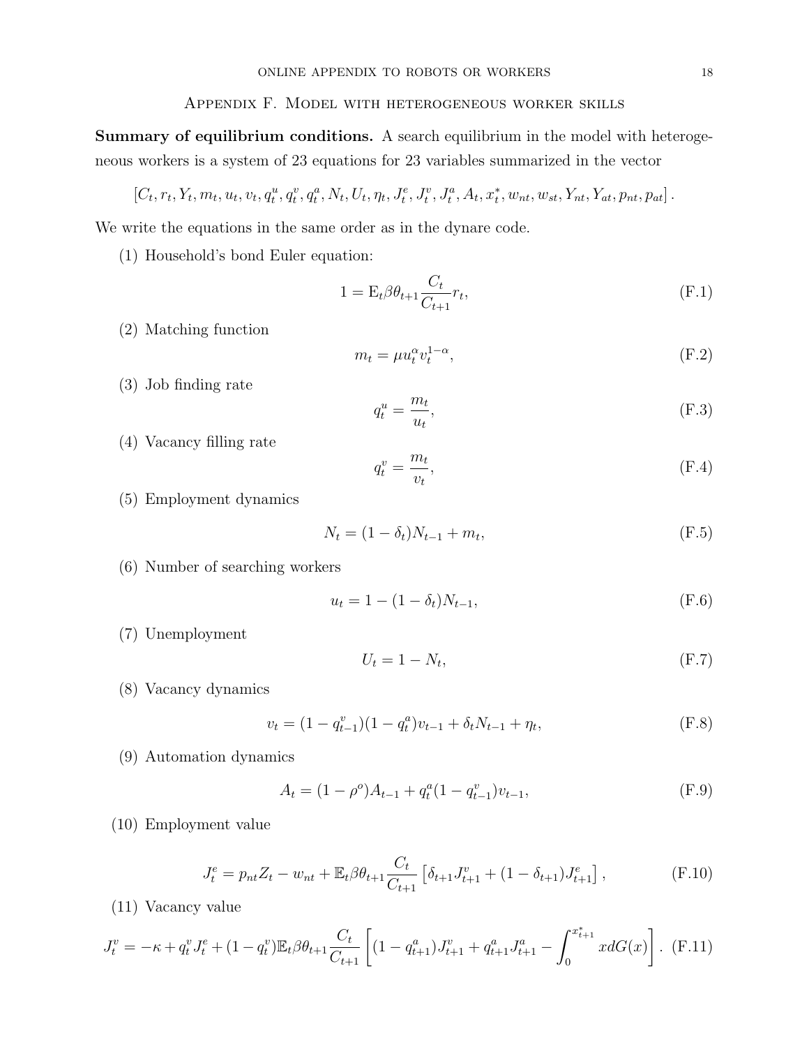## Appendix F. Model with heterogeneous worker skills

**Summary of equilibrium conditions.** A search equilibrium in the model with heterogeneous workers is a system of 23 equations for 23 variables summarized in the vector

$$[C_t, r_t, Y_t, m_t, u_t, v_t, q_t^u, q_t^v, q_t^a, N_t, U_t, \eta_t, J_t^e, J_t^v, J_t^a, A_t, x_t^*, w_{nt}, w_{st}, Y_{nt}, Y_{at}, p_{nt}, p_{at}].$$

We write the equations in the same order as in the dynare code.

(1) Household's bond Euler equation:

$$1 = \mathrm{E}_t \beta \theta_{t+1} \frac{C_t}{C_{t+1}} r_t, \tag{F.1}$$

(2) Matching function

$$m_t = \mu u_t^{\alpha} v_t^{1-\alpha}, \tag{F.2}$$

(3) Job finding rate

$$q_t^u = \frac{m_t}{u_t}, \tag{F.3}$$

(4) Vacancy filling rate

$$q_t^v = \frac{m_t}{v_t}, \tag{F.4}$$

(5) Employment dynamics

$$N_t = (1 - \delta_t) N_{t-1} + m_t, \tag{F.5}$$

(6) Number of searching workers

$$u_t = 1 - (1 - \delta_t) N_{t-1}, \tag{F.6}$$

(7) Unemployment

$$U_t = 1 - N_t, \tag{F.7}$$

(8) Vacancy dynamics

$$v_t = (1 - q_{t-1}^v)(1 - q_t^a) v_{t-1} + \delta_t N_{t-1} + \eta_t, \tag{F.8}$$

(9) Automation dynamics

$$A_t = (1 - \rho^o) A_{t-1} + q_t^a (1 - q_{t-1}^v) v_{t-1}, \tag{F.9}$$

(10) Employment value

$$J_t^e = p_{nt} Z_t - w_{nt} + \mathbb{E}_t \beta \theta_{t+1} \frac{C_t}{C_{t+1}} \left[ \delta_{t+1} J_{t+1}^v + (1 - \delta_{t+1}) J_{t+1}^e \right], \tag{F.10}$$

(11) Vacancy value

$$J_t^v = -\kappa + q_t^v J_t^e + (1 - q_t^v) \mathbb{E}_t \beta \theta_{t+1} \frac{C_t}{C_{t+1}} \left[ (1 - q_{t+1}^a) J_{t+1}^v + q_{t+1}^a J_{t+1}^a - \int_0^{x_{t+1}^*} x dG(x) \right]. \tag{F.11}$$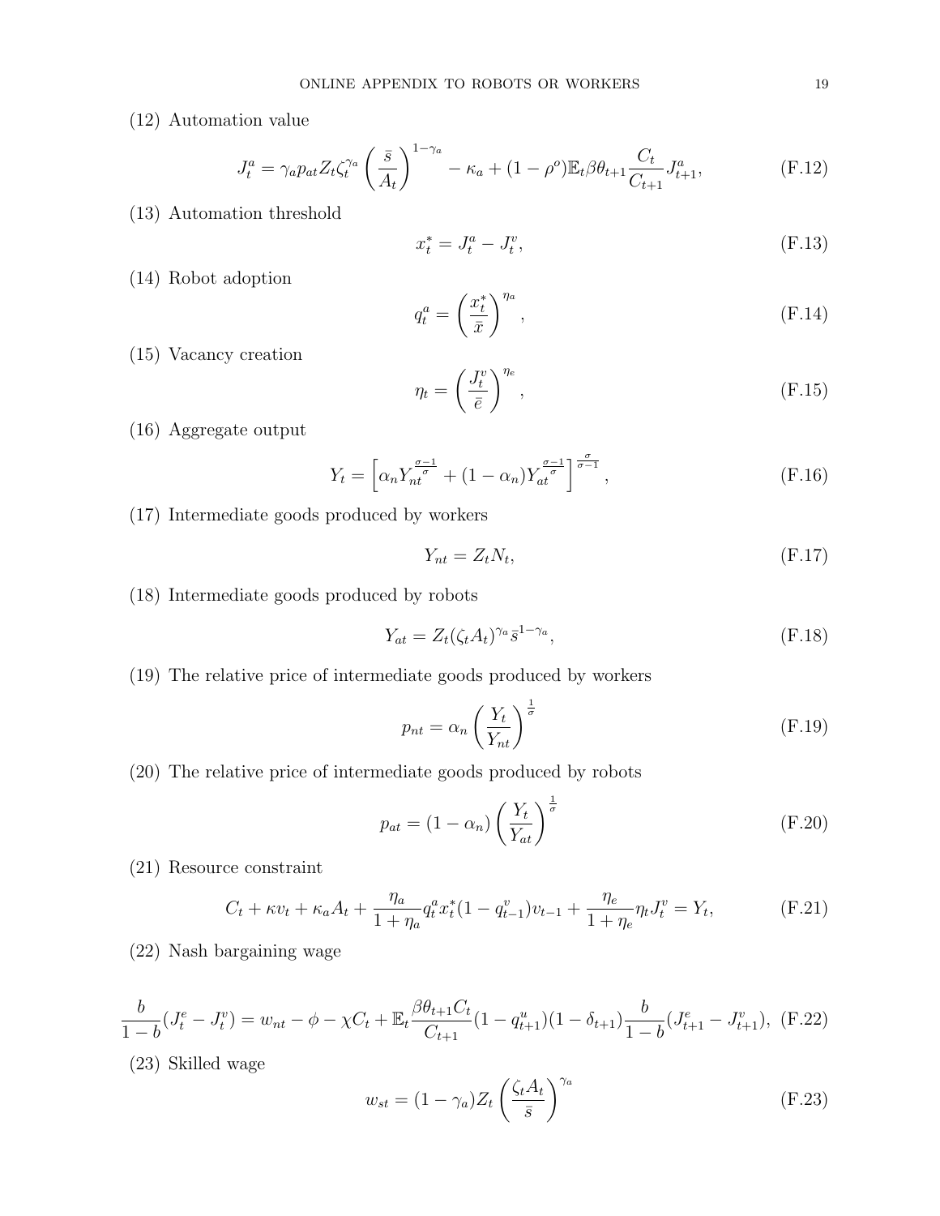(12) Automation value

$$J_t^a = \gamma_a p_{at} Z_t \zeta_t^{\gamma_a} \left(\frac{\bar{s}}{A_t}\right)^{1-\gamma_a} - \kappa_a + (1-\rho^o)\mathbb{E}_t \beta \theta_{t+1} \frac{C_t}{C_{t+1}} J_{t+1}^a, \tag{F.12}$$

(13) Automation threshold

$$x_t^* = J_t^a - J_t^v, \tag{F.13}$$

(14) Robot adoption

$$q_t^a = \left(\frac{x_t^*}{\bar{x}}\right)^{\eta_a}, \tag{F.14}$$

(15) Vacancy creation

$$\eta_t = \left(\frac{J_t^v}{\bar{e}}\right)^{\eta_e}, \tag{F.15}$$

(16) Aggregate output

$$Y_t = \left[\alpha_n Y_{nt}^{\frac{\sigma-1}{\sigma}} + (1-\alpha_n) Y_{at}^{\frac{\sigma-1}{\sigma}}\right]^{\frac{\sigma}{\sigma-1}}, \tag{F.16}$$

(17) Intermediate goods produced by workers

$$Y_{nt} = Z_t N_t, \tag{F.17}$$

(18) Intermediate goods produced by robots

$$Y_{at} = Z_t (\zeta_t A_t)^{\gamma_a} \bar{s}^{1-\gamma_a}, \tag{F.18}$$

(19) The relative price of intermediate goods produced by workers

$$p_{nt} = \alpha_n \left(\frac{Y_t}{Y_{nt}}\right)^{\frac{1}{\sigma}} \tag{F.19}$$

(20) The relative price of intermediate goods produced by robots

$$p_{at} = (1-\alpha_n) \left(\frac{Y_t}{Y_{at}}\right)^{\frac{1}{\sigma}} \tag{F.20}$$

(21) Resource constraint

$$C_t + \kappa v_t + \kappa_a A_t + \frac{\eta_a}{1+\eta_a} q_t^a x_t^* (1-q_{t-1}^v) v_{t-1} + \frac{\eta_e}{1+\eta_e} \eta_t J_t^v = Y_t, \tag{F.21}$$

(22) Nash bargaining wage

$$\frac{b}{1-b}(J_t^e - J_t^v) = w_{nt} - \phi - \chi C_t + \mathbb{E}_t \frac{\beta \theta_{t+1} C_t}{C_{t+1}} (1-q_{t+1}^u)(1-\delta_{t+1}) \frac{b}{1-b}(J_{t+1}^e - J_{t+1}^v), \tag{F.22}$$

(23) Skilled wage

$$w_{st} = (1-\gamma_a) Z_t \left(\frac{\zeta_t A_t}{\bar{s}}\right)^{\gamma_a} \tag{F.23}$$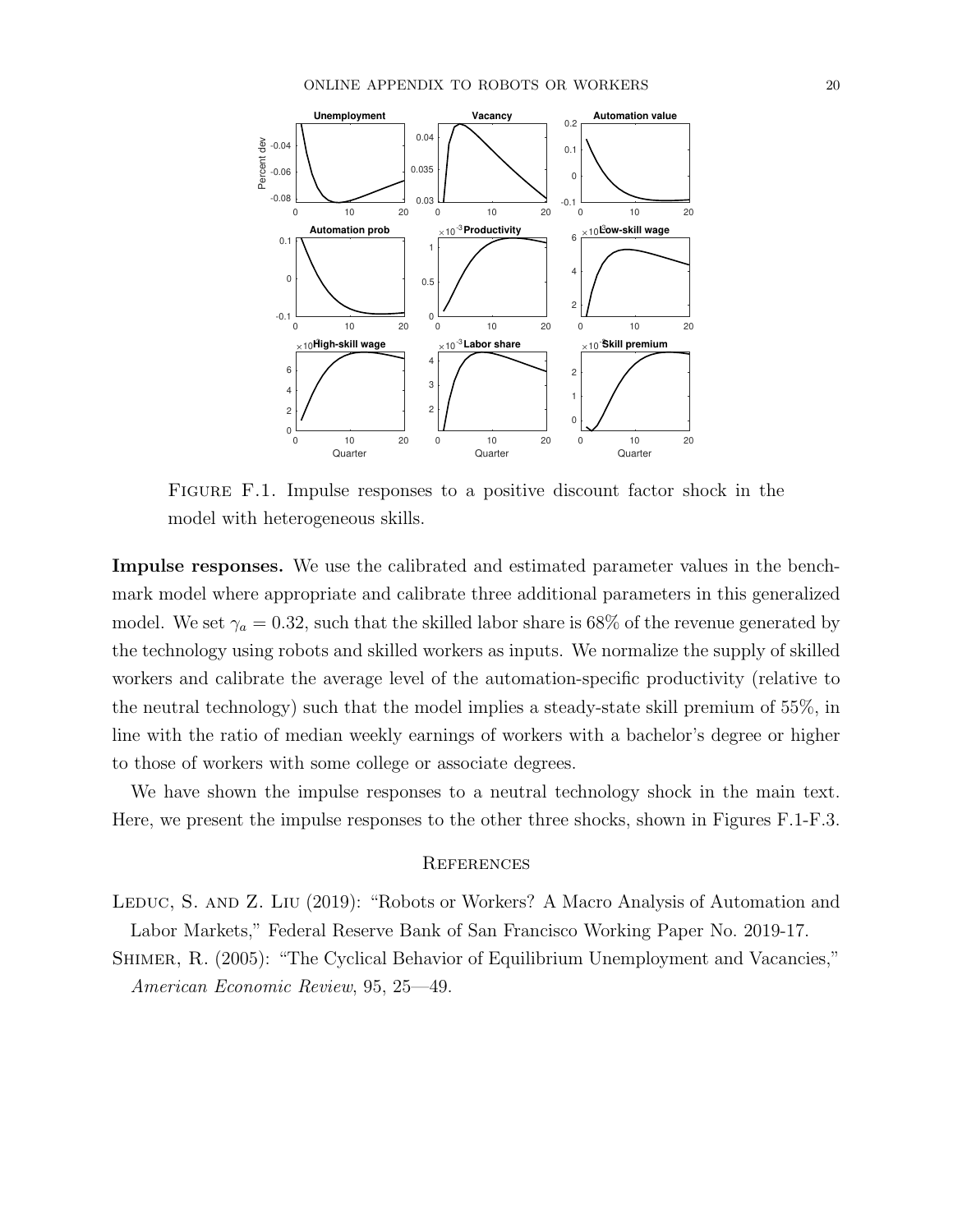Figure F.1. Impulse responses to a positive discount factor shock in the model with heterogeneous skills.

**Impulse responses.** We use the calibrated and estimated parameter values in the benchmark model where appropriate and calibrate three additional parameters in this generalized model. We set $\gamma_a = 0.32$, such that the skilled labor share is 68% of the revenue generated by the technology using robots and skilled workers as inputs. We normalize the supply of skilled workers and calibrate the average level of the automation-specific productivity (relative to the neutral technology) such that the model implies a steady-state skill premium of 55%, in line with the ratio of median weekly earnings of workers with a bachelor's degree or higher to those of workers with some college or associate degrees.

We have shown the impulse responses to a neutral technology shock in the main text. Here, we present the impulse responses to the other three shocks, shown in Figures F.1-F.3.

## References

Leduc, S. and Z. Liu (2019): "Robots or Workers? A Macro Analysis of Automation and Labor Markets," Federal Reserve Bank of San Francisco Working Paper No. 2019-17.

Shimer, R. (2005): "The Cyclical Behavior of Equilibrium Unemployment and Vacancies," *American Economic Review*, 95, 25—49.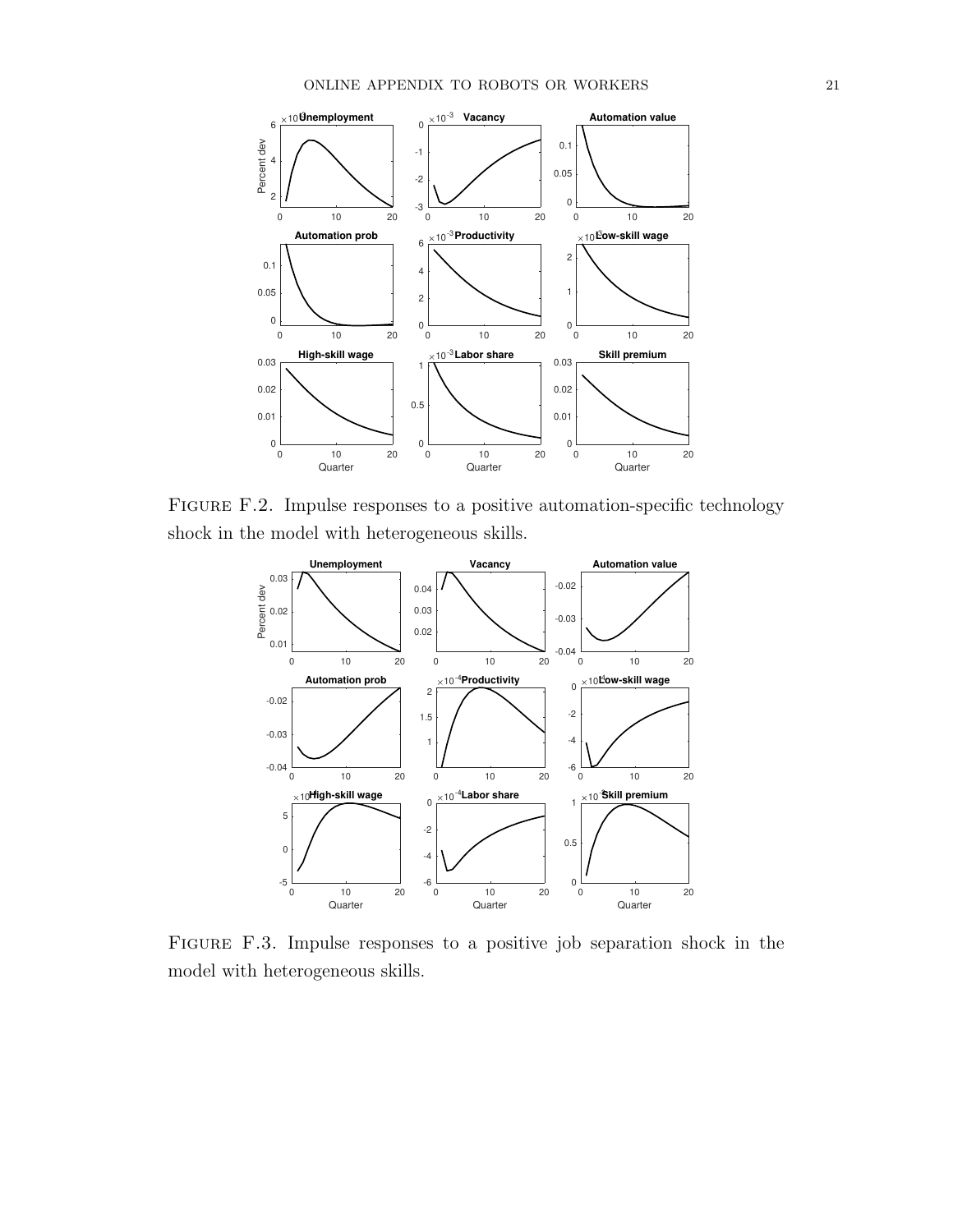Unemployment
Vacancy
Automation value
Automation prob
Productivity
Low-skill wage
High-skill wage
Labor share
Skill premium
Percent dev
Quarter

Figure F.2. Impulse responses to a positive automation-specific technology shock in the model with heterogeneous skills.

Unemployment
Vacancy
Automation value
Automation prob
Productivity
Low-skill wage
High-skill wage
Labor share
Skill premium
Percent dev
Quarter

Figure F.3. Impulse responses to a positive job separation shock in the model with heterogeneous skills.